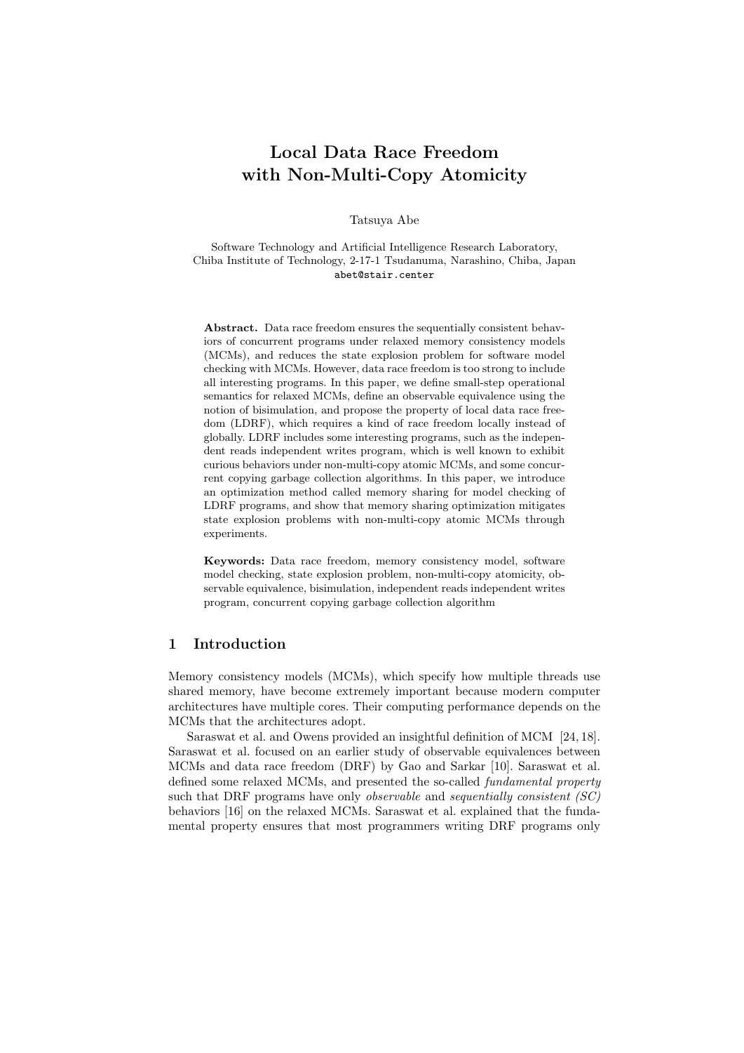# Local Data Race Freedom with Non-Multi-Copy Atomicity

Tatsuya Abe

Software Technology and Artificial Intelligence Research Laboratory,
Chiba Institute of Technology, 2-17-1 Tsudanuma, Narashino, Chiba, Japan
abet@stair.center

**Abstract.** Data race freedom ensures the sequentially consistent behaviors of concurrent programs under relaxed memory consistency models (MCMs), and reduces the state explosion problem for software model checking with MCMs. However, data race freedom is too strong to include all interesting programs. In this paper, we define small-step operational semantics for relaxed MCMs, define an observable equivalence using the notion of bisimulation, and propose the property of local data race freedom (LDRF), which requires a kind of race freedom locally instead of globally. LDRF includes some interesting programs, such as the independent reads independent writes program, which is well known to exhibit curious behaviors under non-multi-copy atomic MCMs, and some concurrent copying garbage collection algorithms. In this paper, we introduce an optimization method called memory sharing for model checking of LDRF programs, and show that memory sharing optimization mitigates state explosion problems with non-multi-copy atomic MCMs through experiments.

**Keywords:** Data race freedom, memory consistency model, software model checking, state explosion problem, non-multi-copy atomicity, observable equivalence, bisimulation, independent reads independent writes program, concurrent copying garbage collection algorithm

## 1 Introduction

Memory consistency models (MCMs), which specify how multiple threads use shared memory, have become extremely important because modern computer architectures have multiple cores. Their computing performance depends on the MCMs that the architectures adopt.

Saraswat et al. and Owens provided an insightful definition of MCM [24, 18]. Saraswat et al. focused on an earlier study of observable equivalences between MCMs and data race freedom (DRF) by Gao and Sarkar [10]. Saraswat et al. defined some relaxed MCMs, and presented the so-called *fundamental property* such that DRF programs have only *observable* and *sequentially consistent (SC)* behaviors [16] on the relaxed MCMs. Saraswat et al. explained that the fundamental property ensures that most programmers writing DRF programs only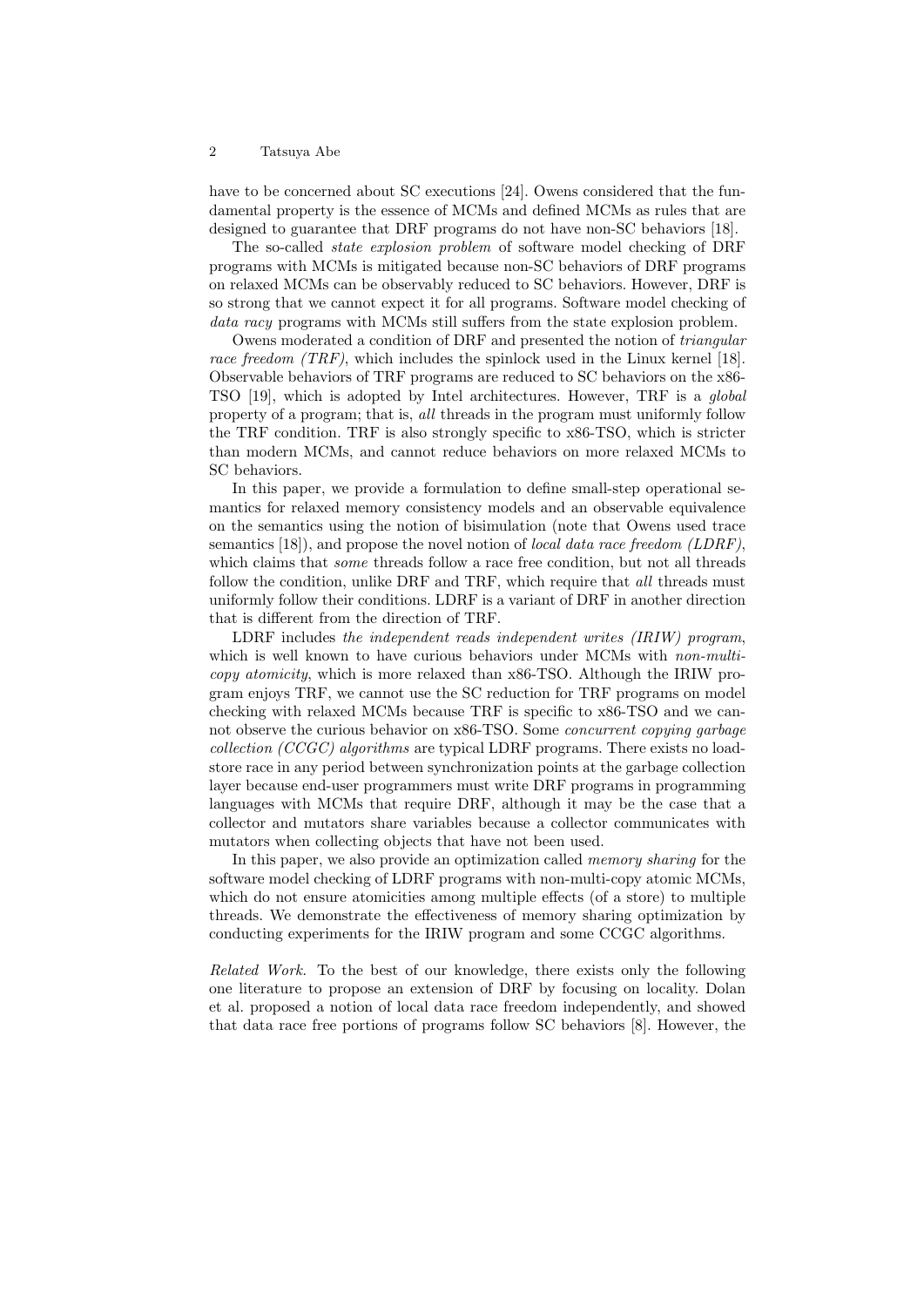have to be concerned about SC executions [24]. Owens considered that the fundamental property is the essence of MCMs and defined MCMs as rules that are designed to guarantee that DRF programs do not have non-SC behaviors [18].

The so-called *state explosion problem* of software model checking of DRF programs with MCMs is mitigated because non-SC behaviors of DRF programs on relaxed MCMs can be observably reduced to SC behaviors. However, DRF is so strong that we cannot expect it for all programs. Software model checking of *data racy* programs with MCMs still suffers from the state explosion problem.

Owens moderated a condition of DRF and presented the notion of *triangular race freedom (TRF)*, which includes the spinlock used in the Linux kernel [18]. Observable behaviors of TRF programs are reduced to SC behaviors on the x86-TSO [19], which is adopted by Intel architectures. However, TRF is a *global* property of a program; that is, *all* threads in the program must uniformly follow the TRF condition. TRF is also strongly specific to x86-TSO, which is stricter than modern MCMs, and cannot reduce behaviors on more relaxed MCMs to SC behaviors.

In this paper, we provide a formulation to define small-step operational semantics for relaxed memory consistency models and an observable equivalence on the semantics using the notion of bisimulation (note that Owens used trace semantics [18]), and propose the novel notion of *local data race freedom (LDRF)*, which claims that *some* threads follow a race free condition, but not all threads follow the condition, unlike DRF and TRF, which require that *all* threads must uniformly follow their conditions. LDRF is a variant of DRF in another direction that is different from the direction of TRF.

LDRF includes *the independent reads independent writes (IRIW) program*, which is well known to have curious behaviors under MCMs with *non-multi-copy atomicity*, which is more relaxed than x86-TSO. Although the IRIW program enjoys TRF, we cannot use the SC reduction for TRF programs on model checking with relaxed MCMs because TRF is specific to x86-TSO and we cannot observe the curious behavior on x86-TSO. Some *concurrent copying garbage collection (CCGC) algorithms* are typical LDRF programs. There exists no load-store race in any period between synchronization points at the garbage collection layer because end-user programmers must write DRF programs in programming languages with MCMs that require DRF, although it may be the case that a collector and mutators share variables because a collector communicates with mutators when collecting objects that have not been used.

In this paper, we also provide an optimization called *memory sharing* for the software model checking of LDRF programs with non-multi-copy atomic MCMs, which do not ensure atomicities among multiple effects (of a store) to multiple threads. We demonstrate the effectiveness of memory sharing optimization by conducting experiments for the IRIW program and some CCGC algorithms.

*Related Work.* To the best of our knowledge, there exists only the following one literature to propose an extension of DRF by focusing on locality. Dolan et al. proposed a notion of local data race freedom independently, and showed that data race free portions of programs follow SC behaviors [8]. However, the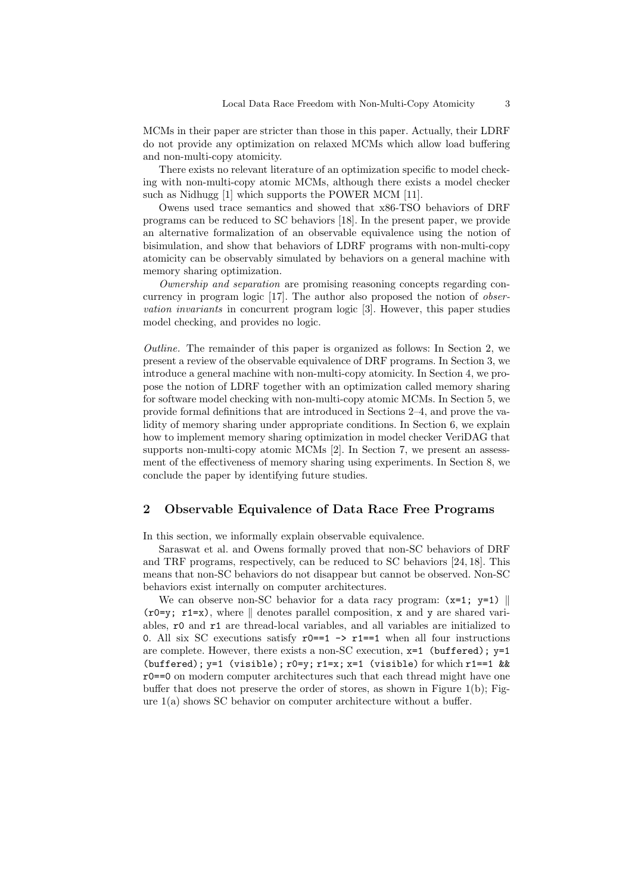MCMs in their paper are stricter than those in this paper. Actually, their LDRF do not provide any optimization on relaxed MCMs which allow load buffering and non-multi-copy atomicity.

There exists no relevant literature of an optimization specific to model checking with non-multi-copy atomic MCMs, although there exists a model checker such as Nidhugg [1] which supports the POWER MCM [11].

Owens used trace semantics and showed that x86-TSO behaviors of DRF programs can be reduced to SC behaviors [18]. In the present paper, we provide an alternative formalization of an observable equivalence using the notion of bisimulation, and show that behaviors of LDRF programs with non-multi-copy atomicity can be observably simulated by behaviors on a general machine with memory sharing optimization.

*Ownership and separation* are promising reasoning concepts regarding concurrency in program logic [17]. The author also proposed the notion of *observation invariants* in concurrent program logic [3]. However, this paper studies model checking, and provides no logic.

*Outline.* The remainder of this paper is organized as follows: In Section 2, we present a review of the observable equivalence of DRF programs. In Section 3, we introduce a general machine with non-multi-copy atomicity. In Section 4, we propose the notion of LDRF together with an optimization called memory sharing for software model checking with non-multi-copy atomic MCMs. In Section 5, we provide formal definitions that are introduced in Sections 2–4, and prove the validity of memory sharing under appropriate conditions. In Section 6, we explain how to implement memory sharing optimization in model checker VeriDAG that supports non-multi-copy atomic MCMs [2]. In Section 7, we present an assessment of the effectiveness of memory sharing using experiments. In Section 8, we conclude the paper by identifying future studies.

## 2 Observable Equivalence of Data Race Free Programs

In this section, we informally explain observable equivalence.

Saraswat et al. and Owens formally proved that non-SC behaviors of DRF and TRF programs, respectively, can be reduced to SC behaviors [24, 18]. This means that non-SC behaviors do not disappear but cannot be observed. Non-SC behaviors exist internally on computer architectures.

We can observe non-SC behavior for a data racy program: `(x=1; y=1)` $\|$ `(r0=y; r1=x)`, where $\|$ denotes parallel composition, `x` and `y` are shared variables, `r0` and `r1` are thread-local variables, and all variables are initialized to `0`. All six SC executions satisfy `r0==1 -> r1==1` when all four instructions are complete. However, there exists a non-SC execution, `x=1 (buffered); y=1 (buffered); y=1 (visible); r0=y; r1=x; x=1 (visible)` for which `r1==1 && r0==0` on modern computer architectures such that each thread might have one buffer that does not preserve the order of stores, as shown in Figure 1(b); Figure 1(a) shows SC behavior on computer architecture without a buffer.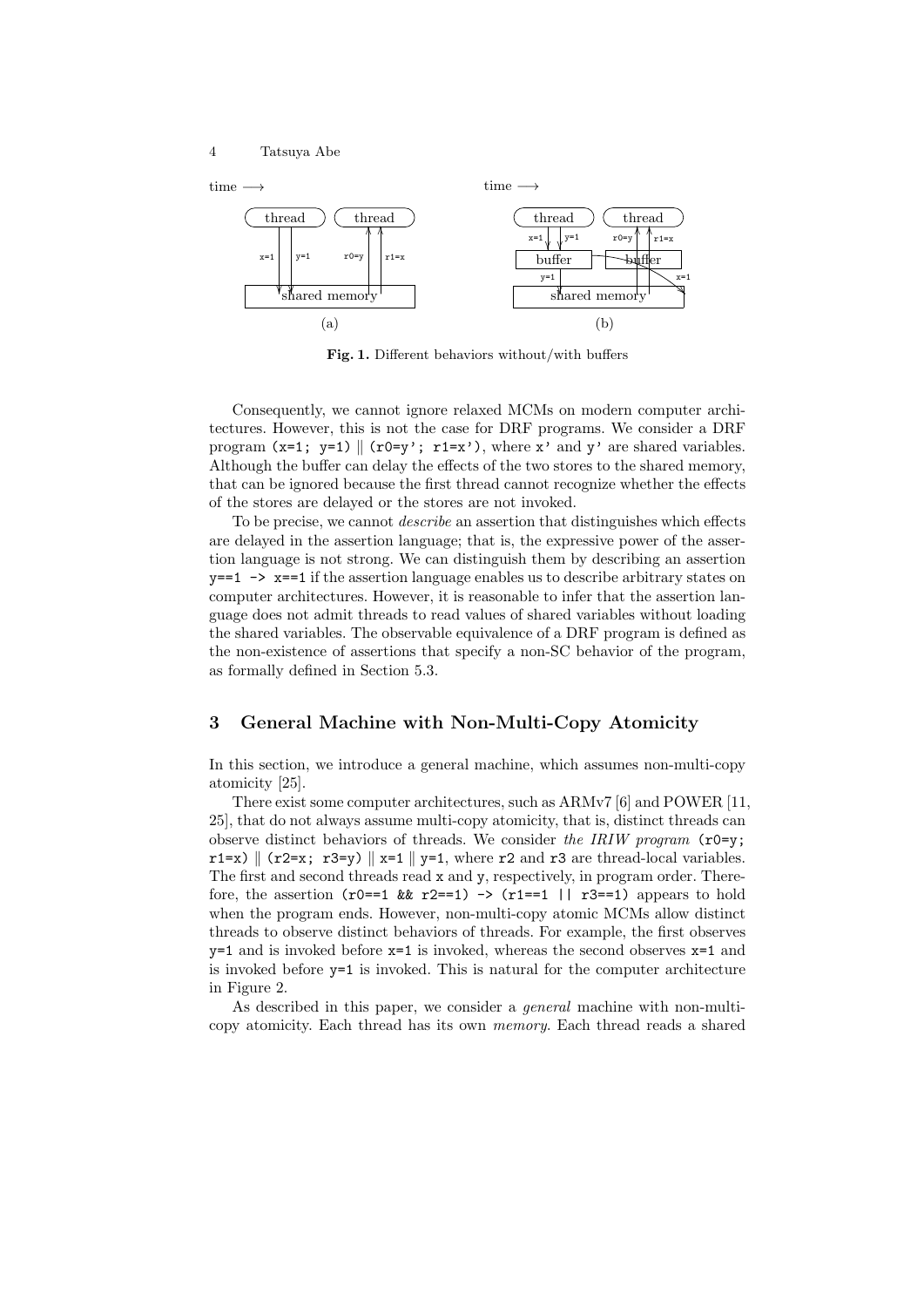Fig. 1. Different behaviors without/with buffers

Consequently, we cannot ignore relaxed MCMs on modern computer architectures. However, this is not the case for DRF programs. We consider a DRF program (`x=1; y=1`) ‖ (`r0=y'; r1=x'`), where `x'` and `y'` are shared variables. Although the buffer can delay the effects of the two stores to the shared memory, that can be ignored because the first thread cannot recognize whether the effects of the stores are delayed or the stores are not invoked.

To be precise, we cannot *describe* an assertion that distinguishes which effects are delayed in the assertion language; that is, the expressive power of the assertion language is not strong. We can distinguish them by describing an assertion `y==1 -> x==1` if the assertion language enables us to describe arbitrary states on computer architectures. However, it is reasonable to infer that the assertion language does not admit threads to read values of shared variables without loading the shared variables. The observable equivalence of a DRF program is defined as the non-existence of assertions that specify a non-SC behavior of the program, as formally defined in Section 5.3.

## 3 General Machine with Non-Multi-Copy Atomicity

In this section, we introduce a general machine, which assumes non-multi-copy atomicity [25].

There exist some computer architectures, such as ARMv7 [6] and POWER [11, 25], that do not always assume multi-copy atomicity, that is, distinct threads can observe distinct behaviors of threads. We consider *the IRIW program* (`r0=y; r1=x`) ‖ (`r2=x; r3=y`) ‖ `x=1` ‖ `y=1`, where `r2` and `r3` are thread-local variables. The first and second threads read `x` and `y`, respectively, in program order. Therefore, the assertion `(r0==1 && r2==1) -> (r1==1 || r3==1)` appears to hold when the program ends. However, non-multi-copy atomic MCMs allow distinct threads to observe distinct behaviors of threads. For example, the first observes `y=1` and is invoked before `x=1` is invoked, whereas the second observes `x=1` and is invoked before `y=1` is invoked. This is natural for the computer architecture in Figure 2.

As described in this paper, we consider a *general* machine with non-multi-copy atomicity. Each thread has its own *memory*. Each thread reads a shared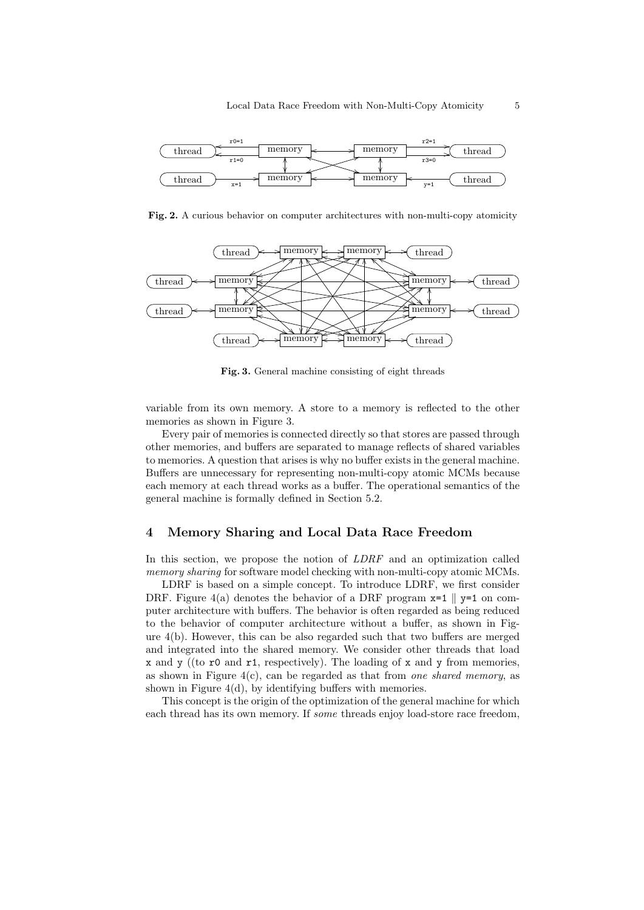**Fig. 2.** A curious behavior on computer architectures with non-multi-copy atomicity

**Fig. 3.** General machine consisting of eight threads

variable from its own memory. A store to a memory is reflected to the other memories as shown in Figure 3.

Every pair of memories is connected directly so that stores are passed through other memories, and buffers are separated to manage reflects of shared variables to memories. A question that arises is why no buffer exists in the general machine. Buffers are unnecessary for representing non-multi-copy atomic MCMs because each memory at each thread works as a buffer. The operational semantics of the general machine is formally defined in Section 5.2.

## 4 Memory Sharing and Local Data Race Freedom

In this section, we propose the notion of *LDRF* and an optimization called *memory sharing* for software model checking with non-multi-copy atomic MCMs.

LDRF is based on a simple concept. To introduce LDRF, we first consider DRF. Figure 4(a) denotes the behavior of a DRF program `x=1` ∥ `y=1` on computer architecture with buffers. The behavior is often regarded as being reduced to the behavior of computer architecture without a buffer, as shown in Figure 4(b). However, this can be also regarded such that two buffers are merged and integrated into the shared memory. We consider other threads that load `x` and `y` ((to `r0` and `r1`, respectively). The loading of `x` and `y` from memories, as shown in Figure 4(c), can be regarded as that from *one shared memory*, as shown in Figure 4(d), by identifying buffers with memories.

This concept is the origin of the optimization of the general machine for which each thread has its own memory. If *some* threads enjoy load-store race freedom,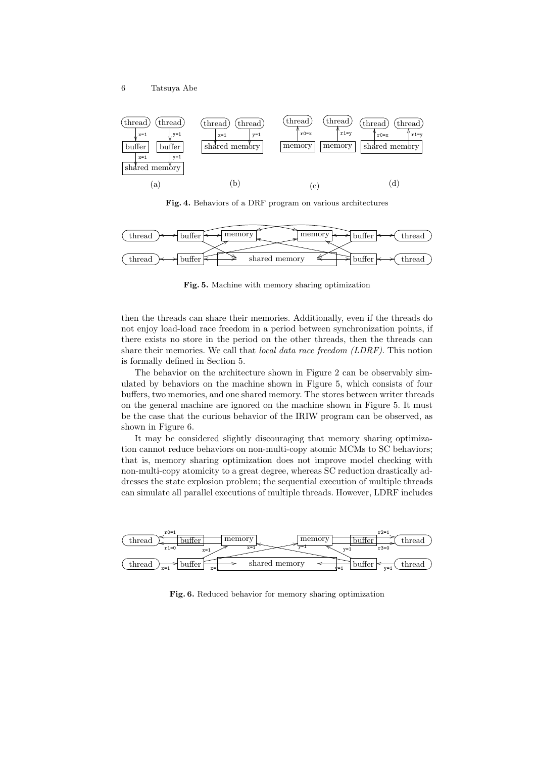Fig. 4. Behaviors of a DRF program on various architectures

Fig. 5. Machine with memory sharing optimization

then the threads can share their memories. Additionally, even if the threads do not enjoy load-load race freedom in a period between synchronization points, if there exists no store in the period on the other threads, then the threads can share their memories. We call that *local data race freedom (LDRF)*. This notion is formally defined in Section 5.

The behavior on the architecture shown in Figure 2 can be observably simulated by behaviors on the machine shown in Figure 5, which consists of four buffers, two memories, and one shared memory. The stores between writer threads on the general machine are ignored on the machine shown in Figure 5. It must be the case that the curious behavior of the IRIW program can be observed, as shown in Figure 6.

It may be considered slightly discouraging that memory sharing optimization cannot reduce behaviors on non-multi-copy atomic MCMs to SC behaviors; that is, memory sharing optimization does not improve model checking with non-multi-copy atomicity to a great degree, whereas SC reduction drastically addresses the state explosion problem; the sequential execution of multiple threads can simulate all parallel executions of multiple threads. However, LDRF includes

Fig. 6. Reduced behavior for memory sharing optimization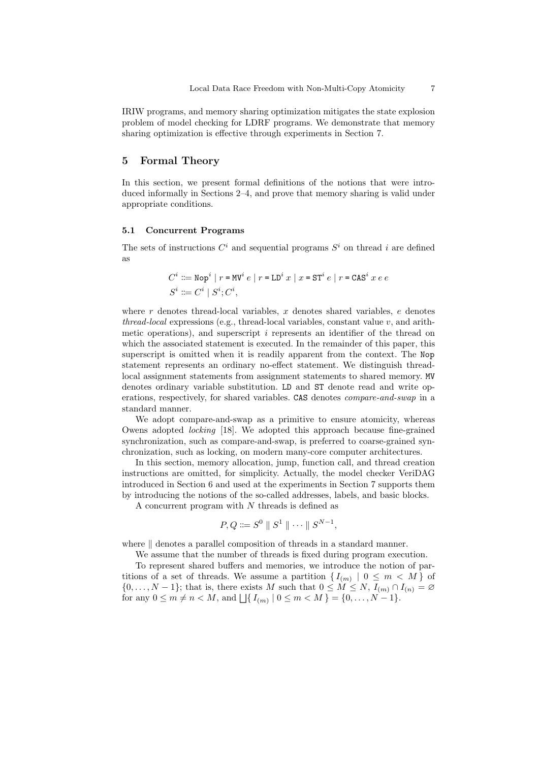IRIW programs, and memory sharing optimization mitigates the state explosion problem of model checking for LDRF programs. We demonstrate that memory sharing optimization is effective through experiments in Section 7.

## 5 Formal Theory

In this section, we present formal definitions of the notions that were introduced informally in Sections 2–4, and prove that memory sharing is valid under appropriate conditions.

### 5.1 Concurrent Programs

The sets of instructions $C^i$ and sequential programs $S^i$ on thread $i$ are defined as

$$C^i ::= \texttt{Nop}^i \mid r \texttt{ = } \texttt{MV}^i\ e \mid r \texttt{ = } \texttt{LD}^i\ x \mid x \texttt{ = } \texttt{ST}^i\ e \mid r \texttt{ = } \texttt{CAS}^i\ x\ e\ e$$
$$S^i ::= C^i \mid S^i; C^i,$$

where $r$ denotes thread-local variables, $x$ denotes shared variables, $e$ denotes *thread-local* expressions (e.g., thread-local variables, constant value $v$, and arithmetic operations), and superscript $i$ represents an identifier of the thread on which the associated statement is executed. In the remainder of this paper, this superscript is omitted when it is readily apparent from the context. The `Nop` statement represents an ordinary no-effect statement. We distinguish thread-local assignment statements from assignment statements to shared memory. `MV` denotes ordinary variable substitution. `LD` and `ST` denote read and write operations, respectively, for shared variables. `CAS` denotes *compare-and-swap* in a standard manner.

We adopt compare-and-swap as a primitive to ensure atomicity, whereas Owens adopted *locking* [18]. We adopted this approach because fine-grained synchronization, such as compare-and-swap, is preferred to coarse-grained synchronization, such as locking, on modern many-core computer architectures.

In this section, memory allocation, jump, function call, and thread creation instructions are omitted, for simplicity. Actually, the model checker VeriDAG introduced in Section 6 and used at the experiments in Section 7 supports them by introducing the notions of the so-called addresses, labels, and basic blocks.

A concurrent program with $N$ threads is defined as

$$P, Q ::= S^0 \parallel S^1 \parallel \cdots \parallel S^{N-1},$$

where $\parallel$ denotes a parallel composition of threads in a standard manner.

We assume that the number of threads is fixed during program execution.

To represent shared buffers and memories, we introduce the notion of partitions of a set of threads. We assume a partition $\{ I_{(m)} \mid 0 \leq m < M \}$ of $\{0, \ldots, N-1\}$; that is, there exists $M$ such that $0 \leq M \leq N$, $I_{(m)} \cap I_{(n)} = \varnothing$ for any $0 \leq m \neq n < M$, and $\bigsqcup \{ I_{(m)} \mid 0 \leq m < M \} = \{0, \ldots, N-1\}$.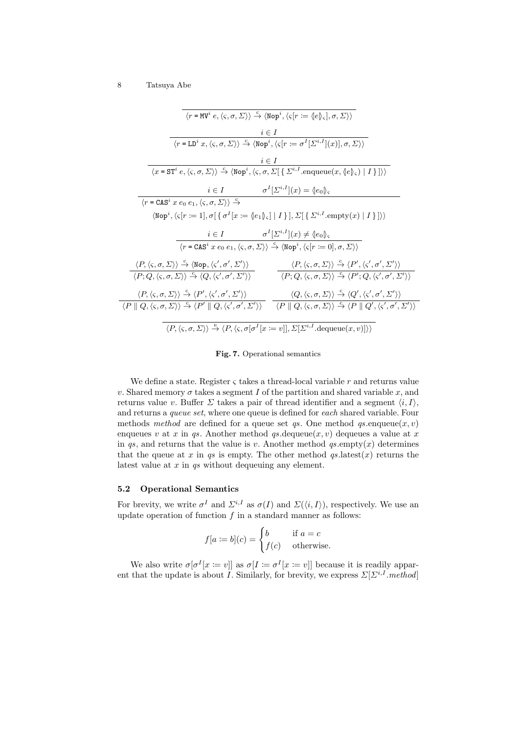$$\frac{}{\langle r = \mathtt{MV}^i\ e, \langle \varsigma, \sigma, \Sigma \rangle\rangle \xrightarrow{c} \langle \mathtt{Nop}^i, \langle \varsigma[r \coloneqq (\!|e|\!)_\varsigma], \sigma, \Sigma \rangle\rangle}$$

$$\frac{i \in I}{\langle r = \mathtt{LD}^i\ x, \langle \varsigma, \sigma, \Sigma \rangle\rangle \xrightarrow{c} \langle \mathtt{Nop}^i, \langle \varsigma[r \coloneqq \sigma^I[\Sigma^{i,I}](x)], \sigma, \Sigma \rangle\rangle}$$

$$\frac{i \in I}{\langle x = \mathtt{ST}^i\ e, \langle \varsigma, \sigma, \Sigma \rangle\rangle \xrightarrow{c} \langle \mathtt{Nop}^i, \langle \varsigma, \sigma, \Sigma[\, \{\, \Sigma^{i,I}.\mathrm{enqueue}(x, (\!|e|\!)_\varsigma) \mid I \,\}\,] \rangle\rangle}$$

$$\frac{i \in I \qquad \sigma^I[\Sigma^{i,I}](x) = (\!|e_0|\!)_\varsigma}{\begin{array}{l}\langle r = \mathtt{CAS}^i\ x\ e_0\ e_1, \langle \varsigma, \sigma, \Sigma \rangle\rangle \xrightarrow{c} \\ \quad \langle \mathtt{Nop}^i, \langle \varsigma[r \coloneqq 1], \sigma[\, \{\, \sigma^I[x \coloneqq (\!|e_1|\!)_\varsigma] \mid I \,\}\,], \Sigma[\, \{\, \Sigma^{i,I}.\mathrm{empty}(x) \mid I \,\}\,] \rangle\rangle\end{array}}$$

$$\frac{i \in I \qquad \sigma^I[\Sigma^{i,I}](x) \neq (\!|e_0|\!)_\varsigma}{\langle r = \mathtt{CAS}^i\ x\ e_0\ e_1, \langle \varsigma, \sigma, \Sigma \rangle\rangle \xrightarrow{c} \langle \mathtt{Nop}^i, \langle \varsigma[r \coloneqq 0], \sigma, \Sigma \rangle\rangle}$$

$$\frac{\langle P, \langle \varsigma, \sigma, \Sigma \rangle\rangle \xrightarrow{c} \langle \mathtt{Nop}, \langle \varsigma', \sigma', \Sigma' \rangle\rangle}{\langle P; Q, \langle \varsigma, \sigma, \Sigma \rangle\rangle \xrightarrow{c} \langle Q, \langle \varsigma', \sigma', \Sigma' \rangle\rangle} \qquad \frac{\langle P, \langle \varsigma, \sigma, \Sigma \rangle\rangle \xrightarrow{c} \langle P', \langle \varsigma', \sigma', \Sigma' \rangle\rangle}{\langle P; Q, \langle \varsigma, \sigma, \Sigma \rangle\rangle \xrightarrow{c} \langle P'; Q, \langle \varsigma', \sigma', \Sigma' \rangle\rangle}$$

$$\frac{\langle P, \langle \varsigma, \sigma, \Sigma \rangle\rangle \xrightarrow{c} \langle P', \langle \varsigma', \sigma', \Sigma' \rangle\rangle}{\langle P \parallel Q, \langle \varsigma, \sigma, \Sigma \rangle\rangle \xrightarrow{c} \langle P' \parallel Q, \langle \varsigma', \sigma', \Sigma' \rangle\rangle} \qquad \frac{\langle Q, \langle \varsigma, \sigma, \Sigma \rangle\rangle \xrightarrow{c} \langle Q', \langle \varsigma', \sigma', \Sigma' \rangle\rangle}{\langle P \parallel Q, \langle \varsigma, \sigma, \Sigma \rangle\rangle \xrightarrow{c} \langle P \parallel Q', \langle \varsigma', \sigma', \Sigma' \rangle\rangle}$$

$$\frac{}{\langle P, \langle \varsigma, \sigma, \Sigma \rangle\rangle \xrightarrow{e} \langle P, \langle \varsigma, \sigma[\sigma^I[x \coloneqq v]], \Sigma[\Sigma^{i,I}.\mathrm{dequeue}(x, v)] \rangle\rangle}$$

**Fig. 7.** Operational semantics

We define a state. Register $\varsigma$ takes a thread-local variable $r$ and returns value $v$. Shared memory $\sigma$ takes a segment $I$ of the partition and shared variable $x$, and returns value $v$. Buffer $\Sigma$ takes a pair of thread identifier and a segment $\langle i, I \rangle$, and returns a *queue set*, where one queue is defined for *each* shared variable. Four methods *method* are defined for a queue set $qs$. One method $qs.\mathrm{enqueue}(x, v)$ enqueues $v$ at $x$ in $qs$. Another method $qs.\mathrm{dequeue}(x, v)$ dequeues a value at $x$ in $qs$, and returns that the value is $v$. Another method $qs.\mathrm{empty}(x)$ determines that the queue at $x$ in $qs$ is empty. The other method $qs.\mathrm{latest}(x)$ returns the latest value at $x$ in $qs$ without dequeuing any element.

### 5.2 Operational Semantics

For brevity, we write $\sigma^I$ and $\Sigma^{i,I}$ as $\sigma(I)$ and $\Sigma(\langle i, I \rangle)$, respectively. We use an update operation of function $f$ in a standard manner as follows:

$$f[a \coloneqq b](c) = \begin{cases} b & \text{if } a = c \\ f(c) & \text{otherwise.} \end{cases}$$

We also write $\sigma[\sigma^I[x \coloneqq v]]$ as $\sigma[I \coloneqq \sigma^I[x \coloneqq v]]$ because it is readily apparent that the update is about $I$. Similarly, for brevity, we express $\Sigma[\Sigma^{i,I}.\mathit{method}]$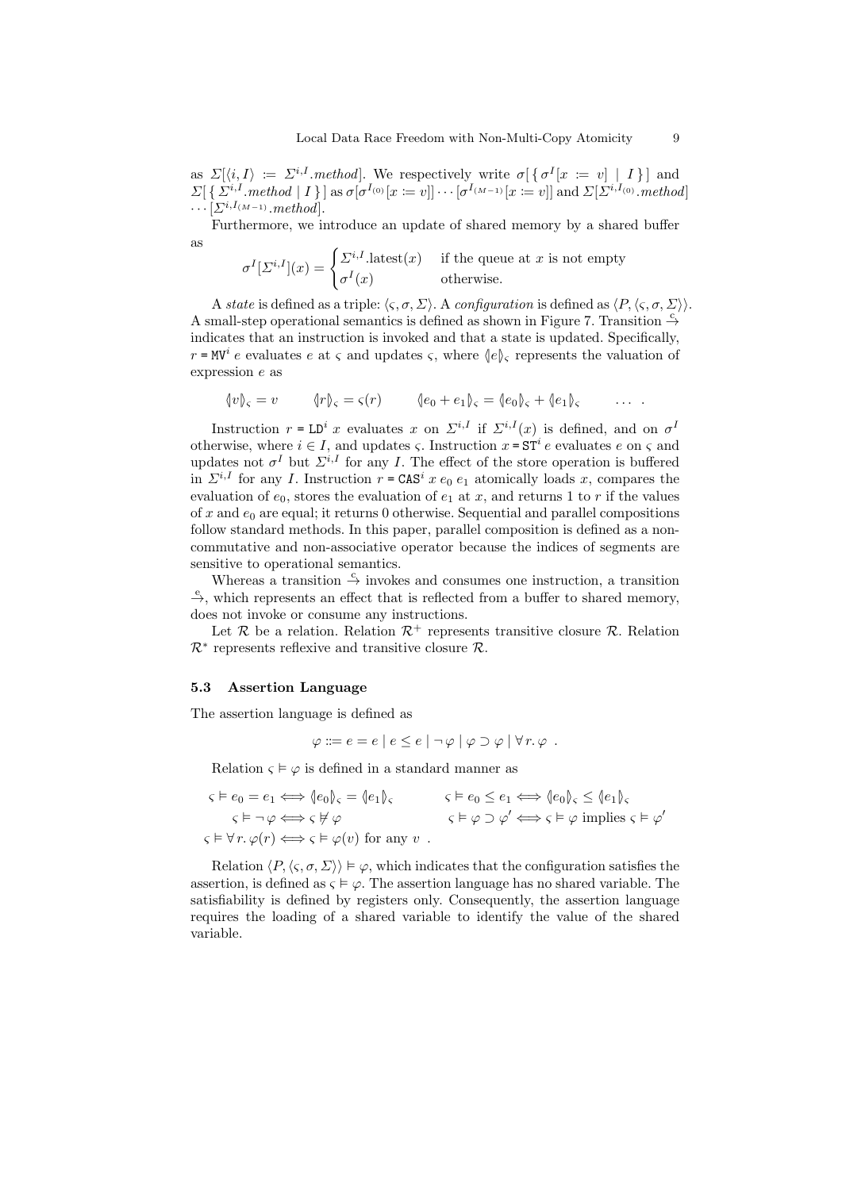as $\Sigma[\langle i, I\rangle := \Sigma^{i,I}.method]$. We respectively write $\sigma[\{\, \sigma^I[x := v] \mid I \,\}]$ and $\Sigma[\{\, \Sigma^{i,I}.method \mid I \,\}]$ as $\sigma[\sigma^{I_{(0)}}[x := v]] \cdots [\sigma^{I_{(M-1)}}[x := v]]$ and $\Sigma[\Sigma^{i,I_{(0)}}.method] \cdots [\Sigma^{i,I_{(M-1)}}.method]$.

Furthermore, we introduce an update of shared memory by a shared buffer as

$$\sigma^I[\Sigma^{i,I}](x) = \begin{cases} \Sigma^{i,I}.\text{latest}(x) & \text{if the queue at } x \text{ is not empty} \\ \sigma^I(x) & \text{otherwise.} \end{cases}$$

A *state* is defined as a triple: $\langle \varsigma, \sigma, \Sigma \rangle$. A *configuration* is defined as $\langle P, \langle \varsigma, \sigma, \Sigma \rangle\rangle$. A small-step operational semantics is defined as shown in Figure 7. Transition $\xrightarrow{c}$ indicates that an instruction is invoked and that a state is updated. Specifically, $r$ = $\texttt{MV}^i\ e$ evaluates $e$ at $\varsigma$ and updates $\varsigma$, where $\llparenthesis e \rrparenthesis_\varsigma$ represents the valuation of expression $e$ as

$$\llparenthesis v \rrparenthesis_\varsigma = v \qquad \llparenthesis r \rrparenthesis_\varsigma = \varsigma(r) \qquad \llparenthesis e_0 + e_1 \rrparenthesis_\varsigma = \llparenthesis e_0 \rrparenthesis_\varsigma + \llparenthesis e_1 \rrparenthesis_\varsigma \qquad \ldots \ .$$

Instruction $r$ = $\texttt{LD}^i\ x$ evaluates $x$ on $\Sigma^{i,I}$ if $\Sigma^{i,I}(x)$ is defined, and on $\sigma^I$ otherwise, where $i \in I$, and updates $\varsigma$. Instruction $x$ = $\texttt{ST}^i\ e$ evaluates $e$ on $\varsigma$ and updates not $\sigma^I$ but $\Sigma^{i,I}$ for any $I$. The effect of the store operation is buffered in $\Sigma^{i,I}$ for any $I$. Instruction $r$ = $\texttt{CAS}^i\ x\ e_0\ e_1$ atomically loads $x$, compares the evaluation of $e_0$, stores the evaluation of $e_1$ at $x$, and returns 1 to $r$ if the values of $x$ and $e_0$ are equal; it returns 0 otherwise. Sequential and parallel compositions follow standard methods. In this paper, parallel composition is defined as a non-commutative and non-associative operator because the indices of segments are sensitive to operational semantics.

Whereas a transition $\xrightarrow{c}$ invokes and consumes one instruction, a transition $\xrightarrow{e}$, which represents an effect that is reflected from a buffer to shared memory, does not invoke or consume any instructions.

Let $\mathcal{R}$ be a relation. Relation $\mathcal{R}^+$ represents transitive closure $\mathcal{R}$. Relation $\mathcal{R}^*$ represents reflexive and transitive closure $\mathcal{R}$.

### 5.3 Assertion Language

The assertion language is defined as

$$\varphi ::= e = e \mid e \leq e \mid \neg\, \varphi \mid \varphi \supset \varphi \mid \forall r.\, \varphi \ .$$

Relation $\varsigma \vDash \varphi$ is defined in a standard manner as

$$\varsigma \vDash e_0 = e_1 \iff \llparenthesis e_0 \rrparenthesis_\varsigma = \llparenthesis e_1 \rrparenthesis_\varsigma \qquad \varsigma \vDash e_0 \leq e_1 \iff \llparenthesis e_0 \rrparenthesis_\varsigma \leq \llparenthesis e_1 \rrparenthesis_\varsigma$$
$$\varsigma \vDash \neg\, \varphi \iff \varsigma \nvDash \varphi \qquad \varsigma \vDash \varphi \supset \varphi' \iff \varsigma \vDash \varphi \text{ implies } \varsigma \vDash \varphi'$$
$$\varsigma \vDash \forall r.\, \varphi(r) \iff \varsigma \vDash \varphi(v) \text{ for any } v \ .$$

Relation $\langle P, \langle \varsigma, \sigma, \Sigma \rangle\rangle \vDash \varphi$, which indicates that the configuration satisfies the assertion, is defined as $\varsigma \vDash \varphi$. The assertion language has no shared variable. The satisfiability is defined by registers only. Consequently, the assertion language requires the loading of a shared variable to identify the value of the shared variable.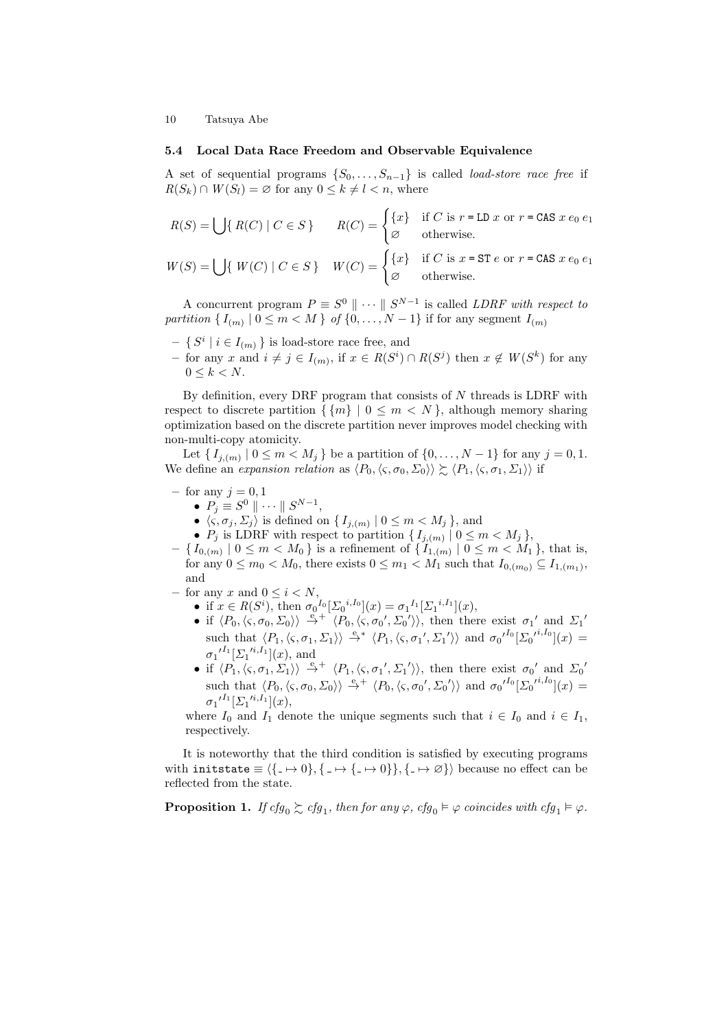### 5.4 Local Data Race Freedom and Observable Equivalence

A set of sequential programs $\{S_0, \ldots, S_{n-1}\}$ is called *load-store race free* if $R(S_k) \cap W(S_l) = \varnothing$ for any $0 \leq k \neq l < n$, where

$$R(S) = \bigcup \{\, R(C) \mid C \in S \,\} \qquad R(C) = \begin{cases} \{x\} & \text{if } C \text{ is } r = \texttt{LD}\ x \text{ or } r = \texttt{CAS}\ x\ e_0\ e_1 \\ \varnothing & \text{otherwise.} \end{cases}$$

$$W(S) = \bigcup \{\, W(C) \mid C \in S \,\} \quad W(C) = \begin{cases} \{x\} & \text{if } C \text{ is } x = \texttt{ST}\ e \text{ or } r = \texttt{CAS}\ x\ e_0\ e_1 \\ \varnothing & \text{otherwise.} \end{cases}$$

A concurrent program $P \equiv S^0 \parallel \cdots \parallel S^{N-1}$ is called *LDRF with respect to partition* $\{\, I_{(m)} \mid 0 \leq m < M \,\}$ *of* $\{0, \ldots, N-1\}$ if for any segment $I_{(m)}$

- $\{\, S^i \mid i \in I_{(m)} \,\}$ is load-store race free, and
- for any $x$ and $i \neq j \in I_{(m)}$, if $x \in R(S^i) \cap R(S^j)$ then $x \notin W(S^k)$ for any $0 \leq k < N$.

By definition, every DRF program that consists of $N$ threads is LDRF with respect to discrete partition $\{\, \{m\} \mid 0 \leq m < N \,\}$, although memory sharing optimization based on the discrete partition never improves model checking with non-multi-copy atomicity.

Let $\{\, I_{j,(m)} \mid 0 \leq m < M_j \,\}$ be a partition of $\{0, \ldots, N-1\}$ for any $j = 0, 1$. We define an *expansion relation* as $\langle P_0, \langle \varsigma, \sigma_0, \Sigma_0 \rangle \rangle \gtrsim \langle P_1, \langle \varsigma, \sigma_1, \Sigma_1 \rangle \rangle$ if

- for any $j = 0, 1$
  - $P_j \equiv S^0 \parallel \cdots \parallel S^{N-1}$,
  - $\langle \varsigma, \sigma_j, \Sigma_j \rangle$ is defined on $\{\, I_{j,(m)} \mid 0 \leq m < M_j \,\}$, and
  - $P_j$ is LDRF with respect to partition $\{\, I_{j,(m)} \mid 0 \leq m < M_j \,\}$,
- $\{\, I_{0,(m)} \mid 0 \leq m < M_0 \,\}$ is a refinement of $\{\, I_{1,(m)} \mid 0 \leq m < M_1 \,\}$, that is, for any $0 \leq m_0 < M_0$, there exists $0 \leq m_1 < M_1$ such that $I_{0,(m_0)} \subseteq I_{1,(m_1)}$, and
- for any $x$ and $0 \leq i < N$,
  - if $x \in R(S^i)$, then ${\sigma_0}^{I_0}[{\Sigma_0}^{i,I_0}](x) = {\sigma_1}^{I_1}[{\Sigma_1}^{i,I_1}](x)$,
  - if $\langle P_0, \langle \varsigma, \sigma_0, \Sigma_0 \rangle \rangle \xrightarrow{\text{e}}{}^{+} \langle P_0, \langle \varsigma, \sigma_0', \Sigma_0' \rangle \rangle$, then there exist $\sigma_1'$ and $\Sigma_1'$ such that $\langle P_1, \langle \varsigma, \sigma_1, \Sigma_1 \rangle \rangle \xrightarrow{\text{e}}{}^{*} \langle P_1, \langle \varsigma, \sigma_1', \Sigma_1' \rangle \rangle$ and ${\sigma_0'}^{I_0}[{\Sigma_0'}^{i,I_0}](x) = {\sigma_1'}^{I_1}[{\Sigma_1'}^{i,I_1}](x)$, and
  - if $\langle P_1, \langle \varsigma, \sigma_1, \Sigma_1 \rangle \rangle \xrightarrow{\text{e}}{}^{+} \langle P_1, \langle \varsigma, \sigma_1', \Sigma_1' \rangle \rangle$, then there exist $\sigma_0'$ and $\Sigma_0'$ such that $\langle P_0, \langle \varsigma, \sigma_0, \Sigma_0 \rangle \rangle \xrightarrow{\text{e}}{}^{+} \langle P_0, \langle \varsigma, \sigma_0', \Sigma_0' \rangle \rangle$ and ${\sigma_0'}^{I_0}[{\Sigma_0'}^{i,I_0}](x) = {\sigma_1'}^{I_1}[{\Sigma_1'}^{i,I_1}](x)$,

  where $I_0$ and $I_1$ denote the unique segments such that $i \in I_0$ and $i \in I_1$, respectively.

It is noteworthy that the third condition is satisfied by executing programs with $\texttt{initstate} \equiv \langle \{\_ \mapsto 0\}, \{\_ \mapsto \{\_ \mapsto 0\}\}, \{\_ \mapsto \varnothing\} \rangle$ because no effect can be reflected from the state.

**Proposition 1.** *If* $cfg_0 \gtrsim cfg_1$*, then for any* $\varphi$*,* $cfg_0 \vDash \varphi$ *coincides with* $cfg_1 \vDash \varphi$*.*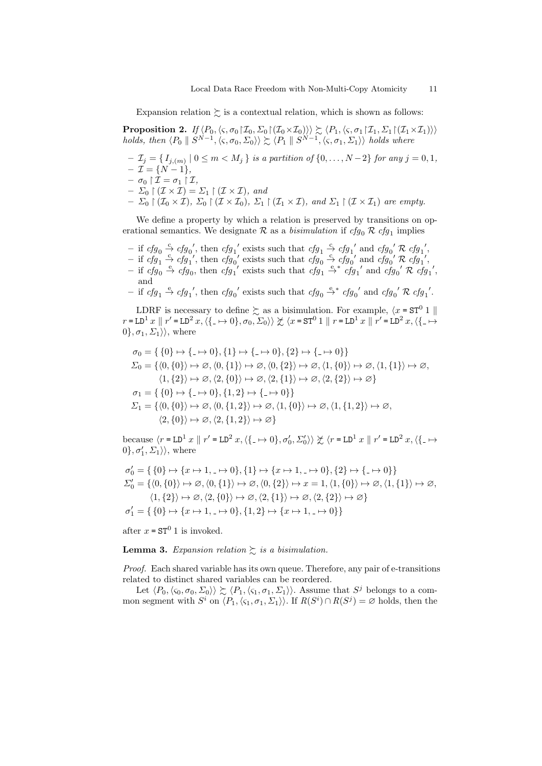Expansion relation $\succsim$ is a contextual relation, which is shown as follows:

**Proposition 2.** *If* $\langle P_0, \langle \varsigma, \sigma_0 \restriction \mathcal{I}_0, \Sigma_0 \restriction (\mathcal{I}_0 \times \mathcal{I}_0) \rangle\rangle \succsim \langle P_1, \langle \varsigma, \sigma_1 \restriction \mathcal{I}_1, \Sigma_1 \restriction (\mathcal{I}_1 \times \mathcal{I}_1) \rangle\rangle$ *holds, then* $\langle P_0 \parallel S^{N-1}, \langle \varsigma, \sigma_0, \Sigma_0 \rangle\rangle \succsim \langle P_1 \parallel S^{N-1}, \langle \varsigma, \sigma_1, \Sigma_1 \rangle\rangle$ *holds where*

- $\mathcal{I}_j = \{ I_{j,(m)} \mid 0 \leq m < M_j \}$ *is a partition of* $\{0, \ldots, N-2\}$ *for any* $j = 0, 1$,
- $\mathcal{I} = \{N-1\}$,
- $\sigma_0 \restriction \mathcal{I} = \sigma_1 \restriction \mathcal{I}$,
- $\Sigma_0 \restriction (\mathcal{I} \times \mathcal{I}) = \Sigma_1 \restriction (\mathcal{I} \times \mathcal{I})$, *and*
- $\Sigma_0 \restriction (\mathcal{I}_0 \times \mathcal{I})$, $\Sigma_0 \restriction (\mathcal{I} \times \mathcal{I}_0)$, $\Sigma_1 \restriction (\mathcal{I}_1 \times \mathcal{I})$, *and* $\Sigma_1 \restriction (\mathcal{I} \times \mathcal{I}_1)$ *are empty.*

We define a property by which a relation is preserved by transitions on operational semantics. We designate $\mathcal{R}$ as a *bisimulation* if $cfg_0 \;\mathcal{R}\; cfg_1$ implies

- if $cfg_0 \xrightarrow{c} cfg_0'$, then $cfg_1'$ exists such that $cfg_1 \xrightarrow{c} cfg_1'$ and $cfg_0' \;\mathcal{R}\; cfg_1'$,
- if $cfg_1 \xrightarrow{c} cfg_1'$, then $cfg_0'$ exists such that $cfg_0 \xrightarrow{c} cfg_0'$ and $cfg_0' \;\mathcal{R}\; cfg_1'$,
- if $cfg_0 \xrightarrow{e} cfg_0$, then $cfg_1'$ exists such that $cfg_1 \xrightarrow{e}{}^{*} cfg_1'$ and $cfg_0' \;\mathcal{R}\; cfg_1'$, and
- if $cfg_1 \xrightarrow{e} cfg_1'$, then $cfg_0'$ exists such that $cfg_0 \xrightarrow{e}{}^{*} cfg_0'$ and $cfg_0' \;\mathcal{R}\; cfg_1'$.

LDRF is necessary to define $\succsim$ as a bisimulation. For example, $\langle x = \mathtt{ST}^0\, 1 \parallel r = \mathtt{LD}^1\, x \parallel r' = \mathtt{LD}^2\, x, \langle \{\_ \mapsto 0\}, \sigma_0, \Sigma_0 \rangle\rangle \not\succsim \langle x = \mathtt{ST}^0\, 1 \parallel r = \mathtt{LD}^1\, x \parallel r' = \mathtt{LD}^2\, x, \langle \{\_ \mapsto 0\}, \sigma_1, \Sigma_1 \rangle\rangle$, where

$$
\begin{aligned}
\sigma_0 &= \{ \{0\} \mapsto \{\_ \mapsto 0\}, \{1\} \mapsto \{\_ \mapsto 0\}, \{2\} \mapsto \{\_ \mapsto 0\}\} \\
\Sigma_0 &= \{\langle 0, \{0\}\rangle \mapsto \varnothing, \langle 0, \{1\}\rangle \mapsto \varnothing, \langle 0, \{2\}\rangle \mapsto \varnothing, \langle 1, \{0\}\rangle \mapsto \varnothing, \langle 1, \{1\}\rangle \mapsto \varnothing, \\
&\qquad \langle 1, \{2\}\rangle \mapsto \varnothing, \langle 2, \{0\}\rangle \mapsto \varnothing, \langle 2, \{1\}\rangle \mapsto \varnothing, \langle 2, \{2\}\rangle \mapsto \varnothing\} \\
\sigma_1 &= \{ \{0\} \mapsto \{\_ \mapsto 0\}, \{1, 2\} \mapsto \{\_ \mapsto 0\}\} \\
\Sigma_1 &= \{\langle 0, \{0\}\rangle \mapsto \varnothing, \langle 0, \{1, 2\}\rangle \mapsto \varnothing, \langle 1, \{0\}\rangle \mapsto \varnothing, \langle 1, \{1, 2\}\rangle \mapsto \varnothing, \\
&\qquad \langle 2, \{0\}\rangle \mapsto \varnothing, \langle 2, \{1, 2\}\rangle \mapsto \varnothing\}
\end{aligned}
$$

because $\langle r = \mathtt{LD}^1\, x \parallel r' = \mathtt{LD}^2\, x, \langle \{\_ \mapsto 0\}, \sigma_0', \Sigma_0' \rangle\rangle \not\succsim \langle r = \mathtt{LD}^1\, x \parallel r' = \mathtt{LD}^2\, x, \langle \{\_ \mapsto 0\}, \sigma_1', \Sigma_1 \rangle\rangle$, where

$$
\begin{aligned}
\sigma_0' &= \{ \{0\} \mapsto \{x \mapsto 1, \_ \mapsto 0\}, \{1\} \mapsto \{x \mapsto 1, \_ \mapsto 0\}, \{2\} \mapsto \{\_ \mapsto 0\}\} \\
\Sigma_0' &= \{\langle 0, \{0\}\rangle \mapsto \varnothing, \langle 0, \{1\}\rangle \mapsto \varnothing, \langle 0, \{2\}\rangle \mapsto x = 1, \langle 1, \{0\}\rangle \mapsto \varnothing, \langle 1, \{1\}\rangle \mapsto \varnothing, \\
&\qquad \langle 1, \{2\}\rangle \mapsto \varnothing, \langle 2, \{0\}\rangle \mapsto \varnothing, \langle 2, \{1\}\rangle \mapsto \varnothing, \langle 2, \{2\}\rangle \mapsto \varnothing\} \\
\sigma_1' &= \{ \{0\} \mapsto \{x \mapsto 1, \_ \mapsto 0\}, \{1, 2\} \mapsto \{x \mapsto 1, \_ \mapsto 0\}\}
\end{aligned}
$$

after $x = \mathtt{ST}^0\, 1$ is invoked.

**Lemma 3.** *Expansion relation* $\succsim$ *is a bisimulation.*

*Proof.* Each shared variable has its own queue. Therefore, any pair of e-transitions related to distinct shared variables can be reordered.

Let $\langle P_0, \langle \varsigma_0, \sigma_0, \Sigma_0 \rangle\rangle \succsim \langle P_1, \langle \varsigma_1, \sigma_1, \Sigma_1 \rangle\rangle$. Assume that $S^j$ belongs to a common segment with $S^i$ on $\langle P_1, \langle \varsigma_1, \sigma_1, \Sigma_1 \rangle\rangle$. If $R(S^i) \cap R(S^j) = \varnothing$ holds, then the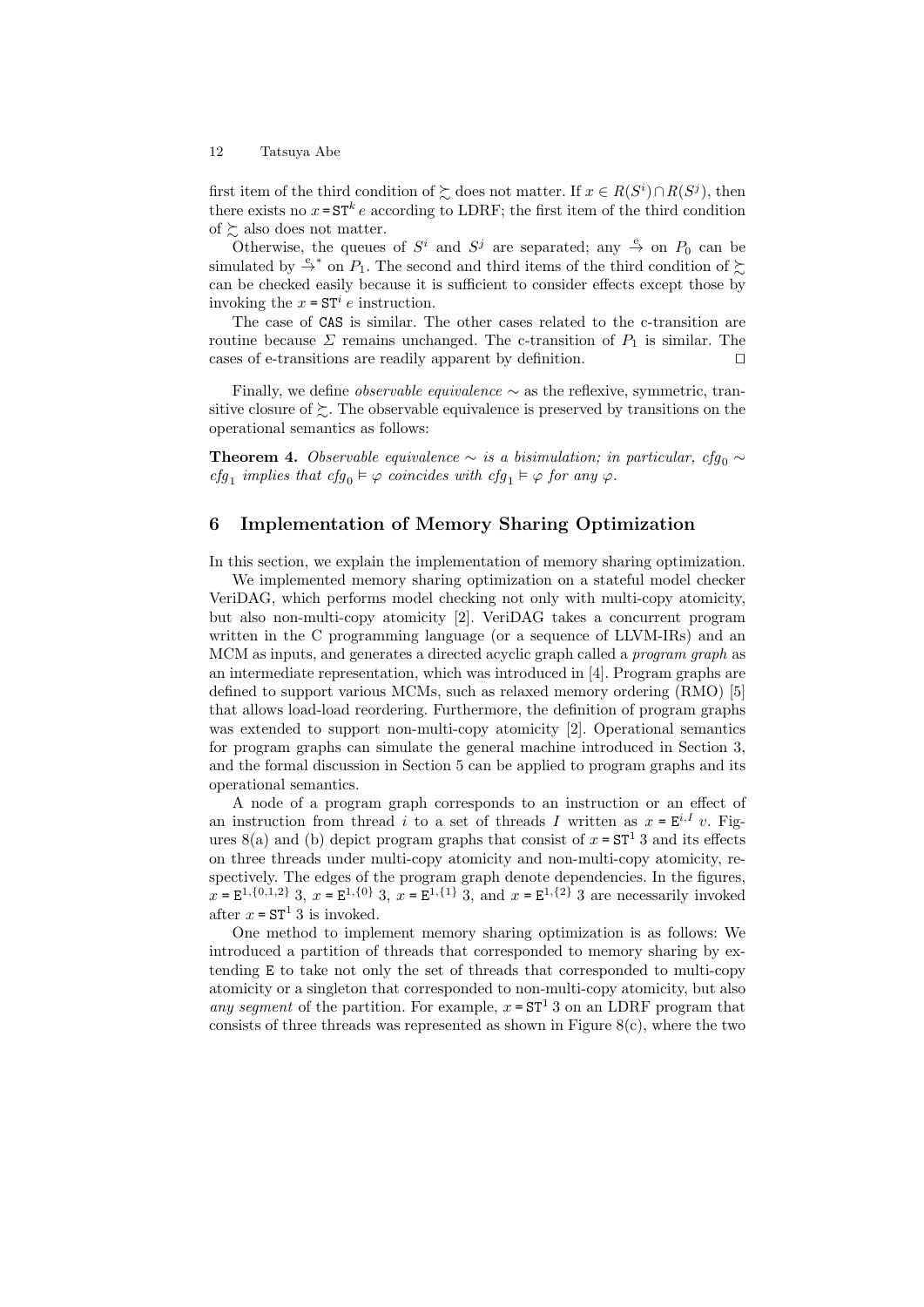first item of the third condition of $\succsim$ does not matter. If $x \in R(S^i) \cap R(S^j)$, then there exists no $x = \mathtt{ST}^k\, e$ according to LDRF; the first item of the third condition of $\succsim$ also does not matter.

Otherwise, the queues of $S^i$ and $S^j$ are separated; any $\xrightarrow{e}$ on $P_0$ can be simulated by $\xrightarrow{e}^*$ on $P_1$. The second and third items of the third condition of $\succsim$ can be checked easily because it is sufficient to consider effects except those by invoking the $x = \mathtt{ST}^i\, e$ instruction.

The case of CAS is similar. The other cases related to the c-transition are routine because $\Sigma$ remains unchanged. The c-transition of $P_1$ is similar. The cases of e-transitions are readily apparent by definition. □

Finally, we define *observable equivalence* $\sim$ as the reflexive, symmetric, transitive closure of $\succsim$. The observable equivalence is preserved by transitions on the operational semantics as follows:

**Theorem 4.** *Observable equivalence $\sim$ is a bisimulation; in particular, $cfg_0 \sim cfg_1$ implies that $cfg_0 \vDash \varphi$ coincides with $cfg_1 \vDash \varphi$ for any $\varphi$.*

## 6 Implementation of Memory Sharing Optimization

In this section, we explain the implementation of memory sharing optimization.

We implemented memory sharing optimization on a stateful model checker VeriDAG, which performs model checking not only with multi-copy atomicity, but also non-multi-copy atomicity [2]. VeriDAG takes a concurrent program written in the C programming language (or a sequence of LLVM-IRs) and an MCM as inputs, and generates a directed acyclic graph called a *program graph* as an intermediate representation, which was introduced in [4]. Program graphs are defined to support various MCMs, such as relaxed memory ordering (RMO) [5] that allows load-load reordering. Furthermore, the definition of program graphs was extended to support non-multi-copy atomicity [2]. Operational semantics for program graphs can simulate the general machine introduced in Section 3, and the formal discussion in Section 5 can be applied to program graphs and its operational semantics.

A node of a program graph corresponds to an instruction or an effect of an instruction from thread $i$ to a set of threads $I$ written as $x = \mathtt{E}^{i,I}\, v$. Figures 8(a) and (b) depict program graphs that consist of $x = \mathtt{ST}^1\, 3$ and its effects on three threads under multi-copy atomicity and non-multi-copy atomicity, respectively. The edges of the program graph denote dependencies. In the figures, $x = \mathtt{E}^{1,\{0,1,2\}}\, 3$, $x = \mathtt{E}^{1,\{0\}}\, 3$, $x = \mathtt{E}^{1,\{1\}}\, 3$, and $x = \mathtt{E}^{1,\{2\}}\, 3$ are necessarily invoked after $x = \mathtt{ST}^1\, 3$ is invoked.

One method to implement memory sharing optimization is as follows: We introduced a partition of threads that corresponded to memory sharing by extending E to take not only the set of threads that corresponded to multi-copy atomicity or a singleton that corresponded to non-multi-copy atomicity, but also *any segment* of the partition. For example, $x = \mathtt{ST}^1\, 3$ on an LDRF program that consists of three threads was represented as shown in Figure 8(c), where the two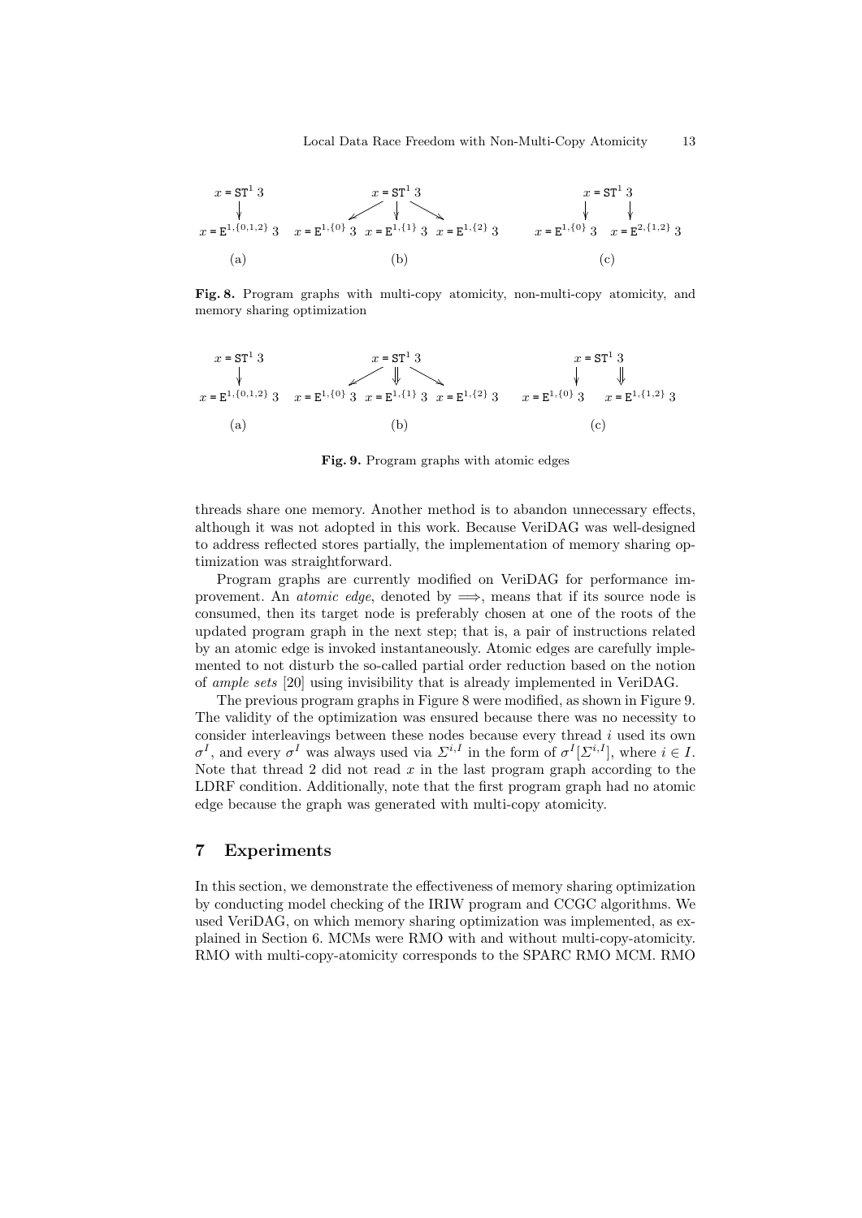$x$ = $\mathtt{ST}^1$ 3 → $x$ = $\mathtt{E}^{1,\{0,1,2\}}$ 3

(a)

$x$ = $\mathtt{ST}^1$ 3 → $x$ = $\mathtt{E}^{1,\{0\}}$ 3, $x$ = $\mathtt{E}^{1,\{1\}}$ 3, $x$ = $\mathtt{E}^{1,\{2\}}$ 3

(b)

$x$ = $\mathtt{ST}^1$ 3 → $x$ = $\mathtt{E}^{1,\{0\}}$ 3, $x$ = $\mathtt{E}^{2,\{1,2\}}$ 3

(c)

**Fig. 8.** Program graphs with multi-copy atomicity, non-multi-copy atomicity, and memory sharing optimization

$x$ = $\mathtt{ST}^1$ 3 → $x$ = $\mathtt{E}^{1,\{0,1,2\}}$ 3

(a)

$x$ = $\mathtt{ST}^1$ 3 → $x$ = $\mathtt{E}^{1,\{0\}}$ 3, $\Downarrow$ $x$ = $\mathtt{E}^{1,\{1\}}$ 3, $x$ = $\mathtt{E}^{1,\{2\}}$ 3

(b)

$x$ = $\mathtt{ST}^1$ 3 → $x$ = $\mathtt{E}^{1,\{0\}}$ 3, $\Downarrow$ $x$ = $\mathtt{E}^{1,\{1,2\}}$ 3

(c)

**Fig. 9.** Program graphs with atomic edges

threads share one memory. Another method is to abandon unnecessary effects, although it was not adopted in this work. Because VeriDAG was well-designed to address reflected stores partially, the implementation of memory sharing optimization was straightforward.

Program graphs are currently modified on VeriDAG for performance improvement. An *atomic edge*, denoted by $\Longrightarrow$, means that if its source node is consumed, then its target node is preferably chosen at one of the roots of the updated program graph in the next step; that is, a pair of instructions related by an atomic edge is invoked instantaneously. Atomic edges are carefully implemented to not disturb the so-called partial order reduction based on the notion of *ample sets* [20] using invisibility that is already implemented in VeriDAG.

The previous program graphs in Figure 8 were modified, as shown in Figure 9. The validity of the optimization was ensured because there was no necessity to consider interleavings between these nodes because every thread $i$ used its own $\sigma^I$, and every $\sigma^I$ was always used via $\Sigma^{i,I}$ in the form of $\sigma^I[\Sigma^{i,I}]$, where $i \in I$. Note that thread 2 did not read $x$ in the last program graph according to the LDRF condition. Additionally, note that the first program graph had no atomic edge because the graph was generated with multi-copy atomicity.

## 7 Experiments

In this section, we demonstrate the effectiveness of memory sharing optimization by conducting model checking of the IRIW program and CCGC algorithms. We used VeriDAG, on which memory sharing optimization was implemented, as explained in Section 6. MCMs were RMO with and without multi-copy-atomicity. RMO with multi-copy-atomicity corresponds to the SPARC RMO MCM. RMO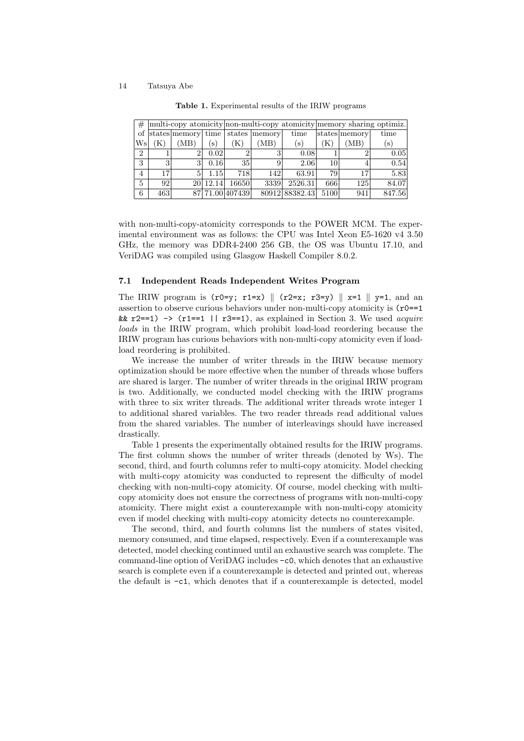**Table 1.** Experimental results of the IRIW programs

| # of Ws | multi-copy atomicity | | | non-multi-copy atomicity | | | memory sharing optimiz. | | |
|---|---|---|---|---|---|---|---|---|---|
| | states (K) | memory (MB) | time (s) | states (K) | memory (MB) | time (s) | states (K) | memory (MB) | time (s) |
| 2 | 1 | 2 | 0.02 | 2 | 3 | 0.08 | 1 | 2 | 0.05 |
| 3 | 3 | 3 | 0.16 | 35 | 9 | 2.06 | 10 | 4 | 0.54 |
| 4 | 17 | 5 | 1.15 | 718 | 142 | 63.91 | 79 | 17 | 5.83 |
| 5 | 92 | 20 | 12.14 | 16650 | 3339 | 2526.31 | 666 | 125 | 84.07 |
| 6 | 463 | 87 | 71.00 | 407439 | 80912 | 88382.43 | 5100 | 941 | 847.56 |

with non-multi-copy-atomicity corresponds to the POWER MCM. The experimental environment was as follows: the CPU was Intel Xeon E5-1620 v4 3.50 GHz, the memory was DDR4-2400 256 GB, the OS was Ubuntu 17.10, and VeriDAG was compiled using Glasgow Haskell Compiler 8.0.2.

### 7.1 Independent Reads Independent Writes Program

The IRIW program is `(r0=y; r1=x)` ∥ `(r2=x; r3=y)` ∥ `x=1` ∥ `y=1`, and an assertion to observe curious behaviors under non-multi-copy atomicity is `(r0==1 && r2==1) -> (r1==1 || r3==1)`, as explained in Section 3. We used *acquire loads* in the IRIW program, which prohibit load-load reordering because the IRIW program has curious behaviors with non-multi-copy atomicity even if load-load reordering is prohibited.

We increase the number of writer threads in the IRIW because memory optimization should be more effective when the number of threads whose buffers are shared is larger. The number of writer threads in the original IRIW program is two. Additionally, we conducted model checking with the IRIW programs with three to six writer threads. The additional writer threads wrote integer 1 to additional shared variables. The two reader threads read additional values from the shared variables. The number of interleavings should have increased drastically.

Table 1 presents the experimentally obtained results for the IRIW programs. The first column shows the number of writer threads (denoted by Ws). The second, third, and fourth columns refer to multi-copy atomicity. Model checking with multi-copy atomicity was conducted to represent the difficulty of model checking with non-multi-copy atomicity. Of course, model checking with multi-copy atomicity does not ensure the correctness of programs with non-multi-copy atomicity. There might exist a counterexample with non-multi-copy atomicity even if model checking with multi-copy atomicity detects no counterexample.

The second, third, and fourth columns list the numbers of states visited, memory consumed, and time elapsed, respectively. Even if a counterexample was detected, model checking continued until an exhaustive search was complete. The command-line option of VeriDAG includes `-c0`, which denotes that an exhaustive search is complete even if a counterexample is detected and printed out, whereas the default is `-c1`, which denotes that if a counterexample is detected, model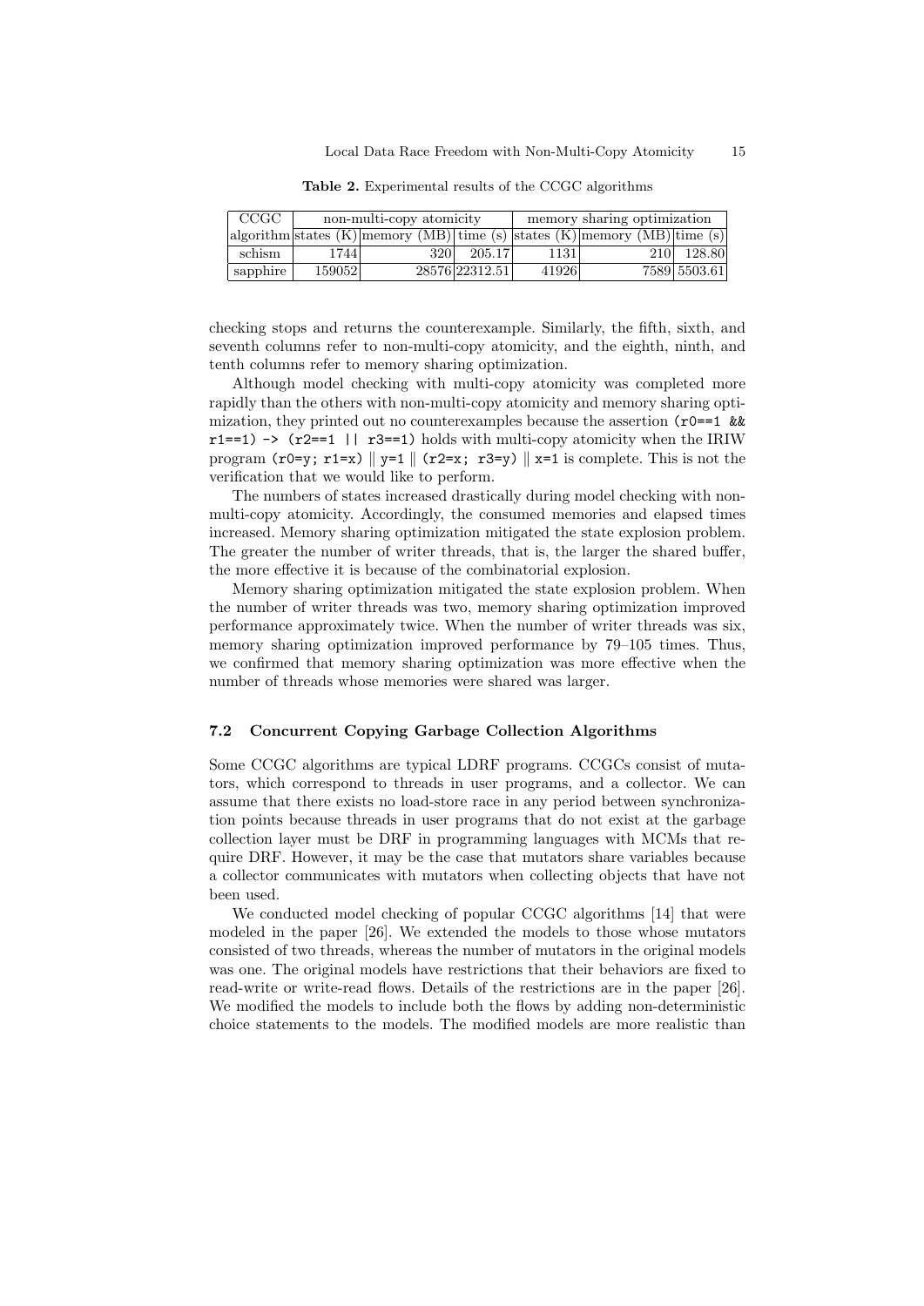**Table 2.** Experimental results of the CCGC algorithms

| CCGC | non-multi-copy atomicity | | | memory sharing optimization | | |
|---|---|---|---|---|---|---|
| algorithm | states (K) | memory (MB) | time (s) | states (K) | memory (MB) | time (s) |
| schism | 1744 | 320 | 205.17 | 1131 | 210 | 128.80 |
| sapphire | 159052 | 28576 | 22312.51 | 41926 | 7589 | 5503.61 |

checking stops and returns the counterexample. Similarly, the fifth, sixth, and seventh columns refer to non-multi-copy atomicity, and the eighth, ninth, and tenth columns refer to memory sharing optimization.

Although model checking with multi-copy atomicity was completed more rapidly than the others with non-multi-copy atomicity and memory sharing optimization, they printed out no counterexamples because the assertion `(r0==1 && r1==1) -> (r2==1 || r3==1)` holds with multi-copy atomicity when the IRIW program `(r0=y; r1=x)` ∥ `y=1` ∥ `(r2=x; r3=y)` ∥ `x=1` is complete. This is not the verification that we would like to perform.

The numbers of states increased drastically during model checking with non-multi-copy atomicity. Accordingly, the consumed memories and elapsed times increased. Memory sharing optimization mitigated the state explosion problem. The greater the number of writer threads, that is, the larger the shared buffer, the more effective it is because of the combinatorial explosion.

Memory sharing optimization mitigated the state explosion problem. When the number of writer threads was two, memory sharing optimization improved performance approximately twice. When the number of writer threads was six, memory sharing optimization improved performance by 79–105 times. Thus, we confirmed that memory sharing optimization was more effective when the number of threads whose memories were shared was larger.

### 7.2 Concurrent Copying Garbage Collection Algorithms

Some CCGC algorithms are typical LDRF programs. CCGCs consist of mutators, which correspond to threads in user programs, and a collector. We can assume that there exists no load-store race in any period between synchronization points because threads in user programs that do not exist at the garbage collection layer must be DRF in programming languages with MCMs that require DRF. However, it may be the case that mutators share variables because a collector communicates with mutators when collecting objects that have not been used.

We conducted model checking of popular CCGC algorithms [14] that were modeled in the paper [26]. We extended the models to those whose mutators consisted of two threads, whereas the number of mutators in the original models was one. The original models have restrictions that their behaviors are fixed to read-write or write-read flows. Details of the restrictions are in the paper [26]. We modified the models to include both the flows by adding non-deterministic choice statements to the models. The modified models are more realistic than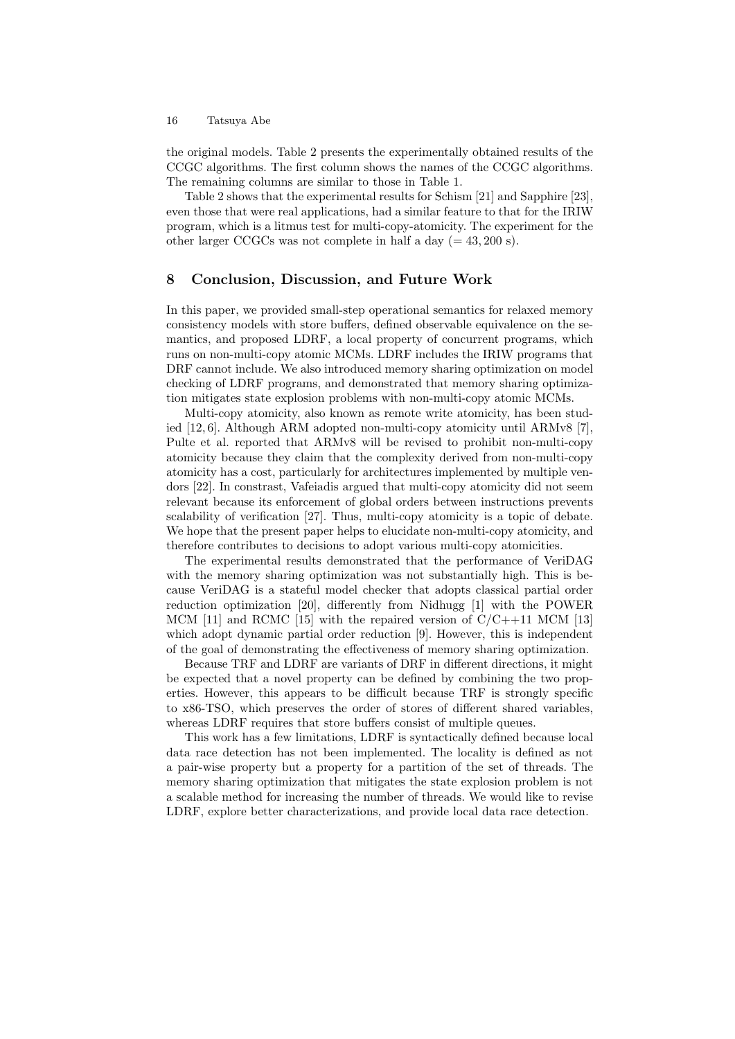the original models. Table 2 presents the experimentally obtained results of the CCGC algorithms. The first column shows the names of the CCGC algorithms. The remaining columns are similar to those in Table 1.

Table 2 shows that the experimental results for Schism [21] and Sapphire [23], even those that were real applications, had a similar feature to that for the IRIW program, which is a litmus test for multi-copy-atomicity. The experiment for the other larger CCGCs was not complete in half a day (= 43, 200 s).

## 8 Conclusion, Discussion, and Future Work

In this paper, we provided small-step operational semantics for relaxed memory consistency models with store buffers, defined observable equivalence on the semantics, and proposed LDRF, a local property of concurrent programs, which runs on non-multi-copy atomic MCMs. LDRF includes the IRIW programs that DRF cannot include. We also introduced memory sharing optimization on model checking of LDRF programs, and demonstrated that memory sharing optimization mitigates state explosion problems with non-multi-copy atomic MCMs.

Multi-copy atomicity, also known as remote write atomicity, has been studied [12, 6]. Although ARM adopted non-multi-copy atomicity until ARMv8 [7], Pulte et al. reported that ARMv8 will be revised to prohibit non-multi-copy atomicity because they claim that the complexity derived from non-multi-copy atomicity has a cost, particularly for architectures implemented by multiple vendors [22]. In constrast, Vafeiadis argued that multi-copy atomicity did not seem relevant because its enforcement of global orders between instructions prevents scalability of verification [27]. Thus, multi-copy atomicity is a topic of debate. We hope that the present paper helps to elucidate non-multi-copy atomicity, and therefore contributes to decisions to adopt various multi-copy atomicities.

The experimental results demonstrated that the performance of VeriDAG with the memory sharing optimization was not substantially high. This is because VeriDAG is a stateful model checker that adopts classical partial order reduction optimization [20], differently from Nidhugg [1] with the POWER MCM [11] and RCMC [15] with the repaired version of C/C++11 MCM [13] which adopt dynamic partial order reduction [9]. However, this is independent of the goal of demonstrating the effectiveness of memory sharing optimization.

Because TRF and LDRF are variants of DRF in different directions, it might be expected that a novel property can be defined by combining the two properties. However, this appears to be difficult because TRF is strongly specific to x86-TSO, which preserves the order of stores of different shared variables, whereas LDRF requires that store buffers consist of multiple queues.

This work has a few limitations, LDRF is syntactically defined because local data race detection has not been implemented. The locality is defined as not a pair-wise property but a property for a partition of the set of threads. The memory sharing optimization that mitigates the state explosion problem is not a scalable method for increasing the number of threads. We would like to revise LDRF, explore better characterizations, and provide local data race detection.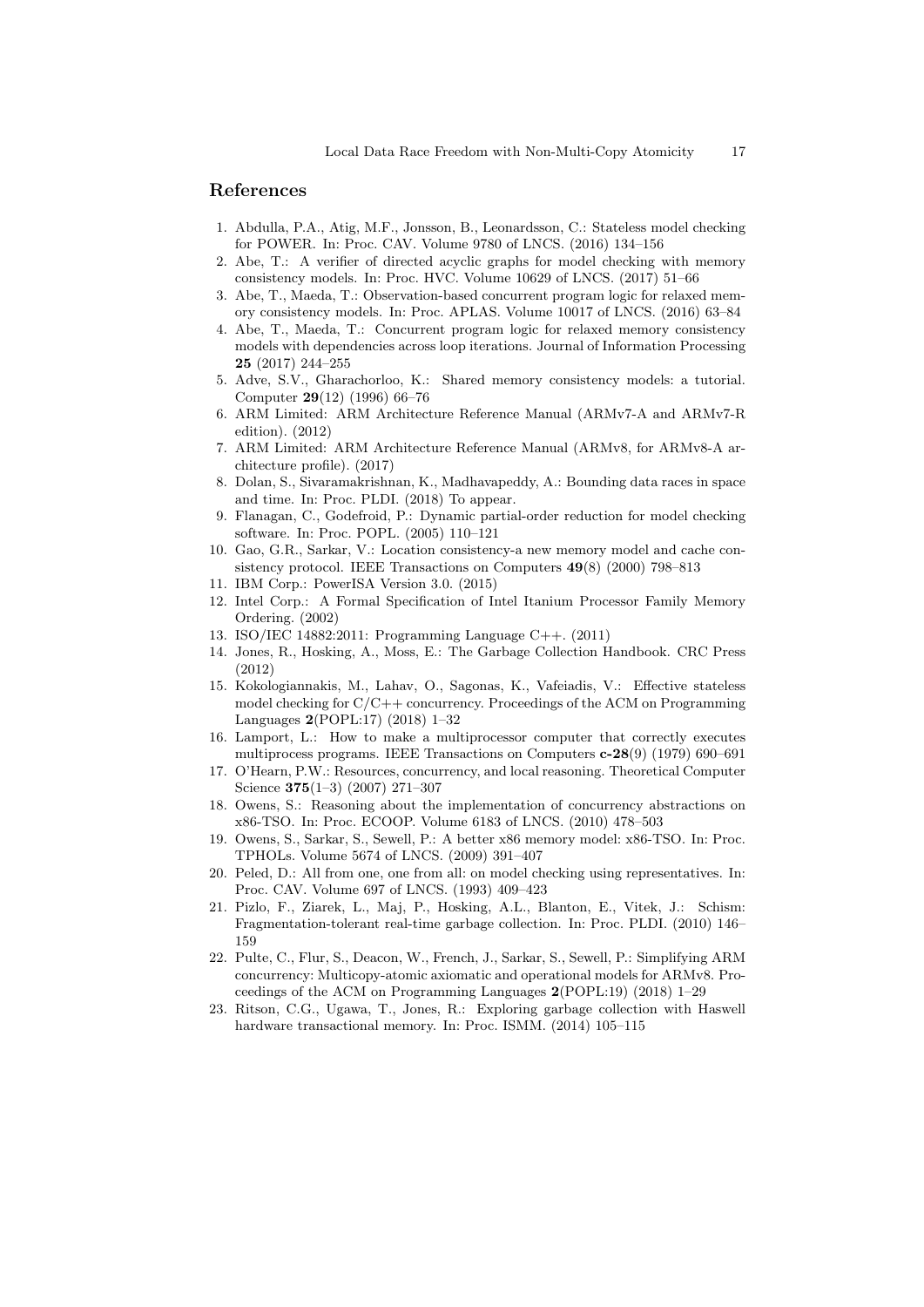## References

1. Abdulla, P.A., Atig, M.F., Jonsson, B., Leonardsson, C.: Stateless model checking for POWER. In: Proc. CAV. Volume 9780 of LNCS. (2016) 134–156
2. Abe, T.: A verifier of directed acyclic graphs for model checking with memory consistency models. In: Proc. HVC. Volume 10629 of LNCS. (2017) 51–66
3. Abe, T., Maeda, T.: Observation-based concurrent program logic for relaxed memory consistency models. In: Proc. APLAS. Volume 10017 of LNCS. (2016) 63–84
4. Abe, T., Maeda, T.: Concurrent program logic for relaxed memory consistency models with dependencies across loop iterations. Journal of Information Processing **25** (2017) 244–255
5. Adve, S.V., Gharachorloo, K.: Shared memory consistency models: a tutorial. Computer **29**(12) (1996) 66–76
6. ARM Limited: ARM Architecture Reference Manual (ARMv7-A and ARMv7-R edition). (2012)
7. ARM Limited: ARM Architecture Reference Manual (ARMv8, for ARMv8-A architecture profile). (2017)
8. Dolan, S., Sivaramakrishnan, K., Madhavapeddy, A.: Bounding data races in space and time. In: Proc. PLDI. (2018) To appear.
9. Flanagan, C., Godefroid, P.: Dynamic partial-order reduction for model checking software. In: Proc. POPL. (2005) 110–121
10. Gao, G.R., Sarkar, V.: Location consistency-a new memory model and cache consistency protocol. IEEE Transactions on Computers **49**(8) (2000) 798–813
11. IBM Corp.: PowerISA Version 3.0. (2015)
12. Intel Corp.: A Formal Specification of Intel Itanium Processor Family Memory Ordering. (2002)
13. ISO/IEC 14882:2011: Programming Language C++. (2011)
14. Jones, R., Hosking, A., Moss, E.: The Garbage Collection Handbook. CRC Press (2012)
15. Kokologiannakis, M., Lahav, O., Sagonas, K., Vafeiadis, V.: Effective stateless model checking for C/C++ concurrency. Proceedings of the ACM on Programming Languages **2**(POPL:17) (2018) 1–32
16. Lamport, L.: How to make a multiprocessor computer that correctly executes multiprocess programs. IEEE Transactions on Computers **c-28**(9) (1979) 690–691
17. O'Hearn, P.W.: Resources, concurrency, and local reasoning. Theoretical Computer Science **375**(1–3) (2007) 271–307
18. Owens, S.: Reasoning about the implementation of concurrency abstractions on x86-TSO. In: Proc. ECOOP. Volume 6183 of LNCS. (2010) 478–503
19. Owens, S., Sarkar, S., Sewell, P.: A better x86 memory model: x86-TSO. In: Proc. TPHOLs. Volume 5674 of LNCS. (2009) 391–407
20. Peled, D.: All from one, one from all: on model checking using representatives. In: Proc. CAV. Volume 697 of LNCS. (1993) 409–423
21. Pizlo, F., Ziarek, L., Maj, P., Hosking, A.L., Blanton, E., Vitek, J.: Schism: Fragmentation-tolerant real-time garbage collection. In: Proc. PLDI. (2010) 146–159
22. Pulte, C., Flur, S., Deacon, W., French, J., Sarkar, S., Sewell, P.: Simplifying ARM concurrency: Multicopy-atomic axiomatic and operational models for ARMv8. Proceedings of the ACM on Programming Languages **2**(POPL:19) (2018) 1–29
23. Ritson, C.G., Ugawa, T., Jones, R.: Exploring garbage collection with Haswell hardware transactional memory. In: Proc. ISMM. (2014) 105–115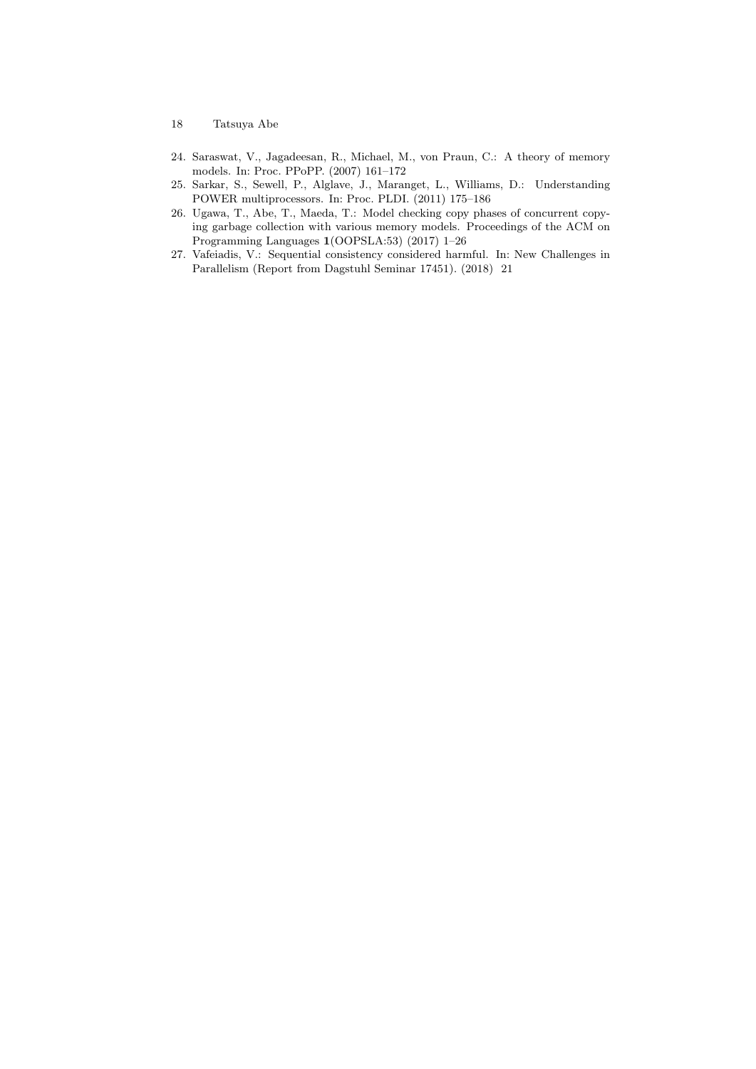24. Saraswat, V., Jagadeesan, R., Michael, M., von Praun, C.: A theory of memory models. In: Proc. PPoPP. (2007) 161–172
25. Sarkar, S., Sewell, P., Alglave, J., Maranget, L., Williams, D.: Understanding POWER multiprocessors. In: Proc. PLDI. (2011) 175–186
26. Ugawa, T., Abe, T., Maeda, T.: Model checking copy phases of concurrent copying garbage collection with various memory models. Proceedings of the ACM on Programming Languages **1**(OOPSLA:53) (2017) 1–26
27. Vafeiadis, V.: Sequential consistency considered harmful. In: New Challenges in Parallelism (Report from Dagstuhl Seminar 17451). (2018) 21